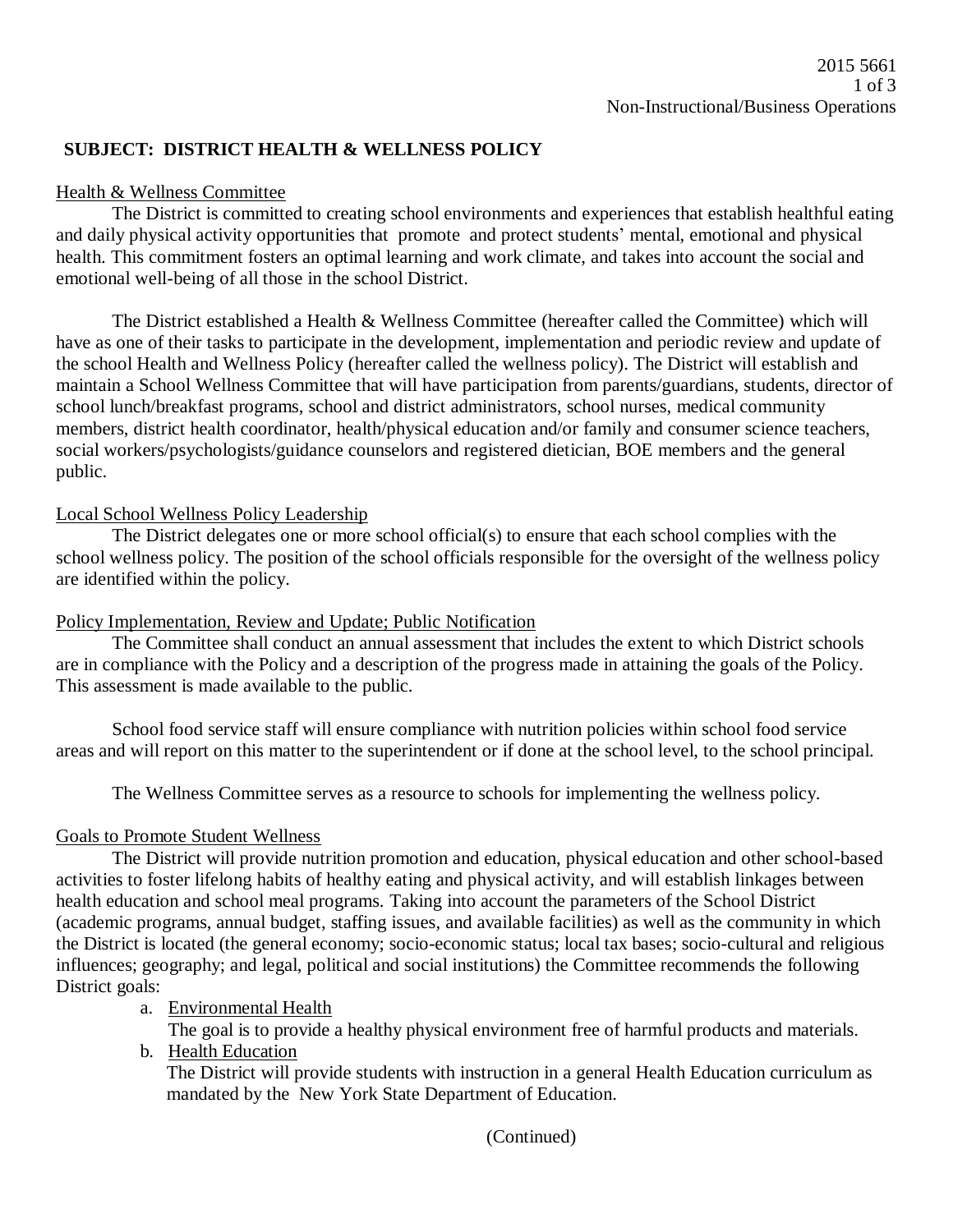**SUBJECT: DISTRICT HEALTH & WELLNESS POLICY**

Health & Wellness Committee

The District is committed to creating school environments and experiences that establish healthful eating and daily physical activity opportunities that promote and protect students' mental, emotional and physical health. This commitment fosters an optimal learning and work climate, and takes into account the social and emotional well-being of all those in the school District.

The District established a Health & Wellness Committee (hereafter called the Committee) which will have as one of their tasks to participate in the development, implementation and periodic review and update of the school Health and Wellness Policy (hereafter called the wellness policy). The District will establish and maintain a School Wellness Committee that will have participation from parents/guardians, students, director of school lunch/breakfast programs, school and district administrators, school nurses, medical community members, district health coordinator, health/physical education and/or family and consumer science teachers, social workers/psychologists/guidance counselors and registered dietician, BOE members and the general public.

Local School Wellness Policy Leadership

The District delegates one or more school official(s) to ensure that each school complies with the school wellness policy. The position of the school officials responsible for the oversight of the wellness policy are identified within the policy.

Policy Implementation, Review and Update; Public Notification

The Committee shall conduct an annual assessment that includes the extent to which District schools are in compliance with the Policy and a description of the progress made in attaining the goals of the Policy. This assessment is made available to the public.

School food service staff will ensure compliance with nutrition policies within school food service areas and will report on this matter to the superintendent or if done at the school level, to the school principal.

The Wellness Committee serves as a resource to schools for implementing the wellness policy.

Goals to Promote Student Wellness

The District will provide nutrition promotion and education, physical education and other school-based activities to foster lifelong habits of healthy eating and physical activity, and will establish linkages between health education and school meal programs. Taking into account the parameters of the School District (academic programs, annual budget, staffing issues, and available facilities) as well as the community in which the District is located (the general economy; socio-economic status; local tax bases; socio-cultural and religious influences; geography; and legal, political and social institutions) the Committee recommends the following District goals:

a. Environmental Health
   The goal is to provide a healthy physical environment free of harmful products and materials.
b. Health Education
   The District will provide students with instruction in a general Health Education curriculum as mandated by the New York State Department of Education.

(Continued)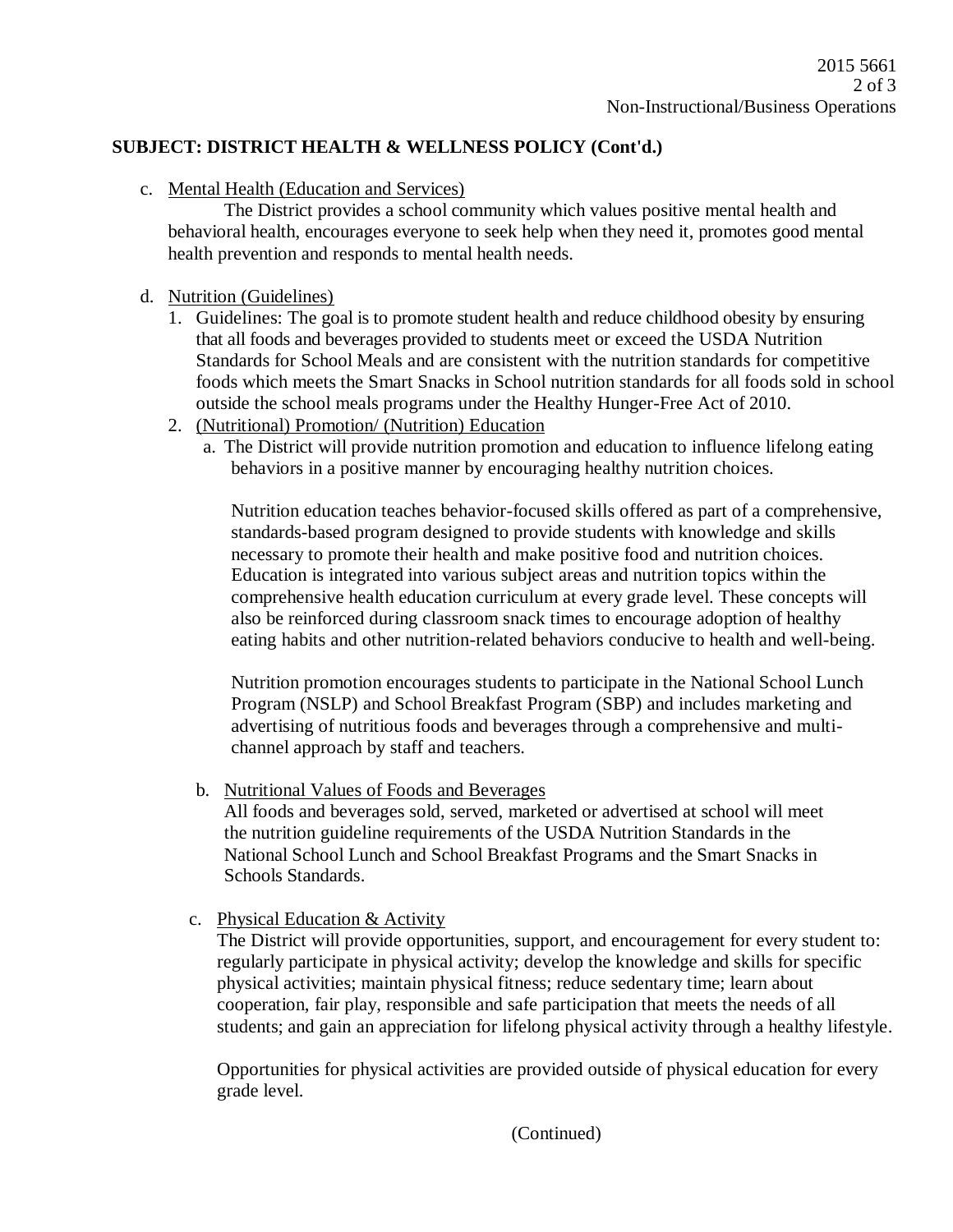**SUBJECT: DISTRICT HEALTH & WELLNESS POLICY (Cont'd.)**

c. Mental Health (Education and Services)

The District provides a school community which values positive mental health and behavioral health, encourages everyone to seek help when they need it, promotes good mental health prevention and responds to mental health needs.

d. Nutrition (Guidelines)

1. Guidelines: The goal is to promote student health and reduce childhood obesity by ensuring that all foods and beverages provided to students meet or exceed the USDA Nutrition Standards for School Meals and are consistent with the nutrition standards for competitive foods which meets the Smart Snacks in School nutrition standards for all foods sold in school outside the school meals programs under the Healthy Hunger-Free Act of 2010.

2. (Nutritional) Promotion/ (Nutrition) Education

   a. The District will provide nutrition promotion and education to influence lifelong eating behaviors in a positive manner by encouraging healthy nutrition choices.

      Nutrition education teaches behavior-focused skills offered as part of a comprehensive, standards-based program designed to provide students with knowledge and skills necessary to promote their health and make positive food and nutrition choices. Education is integrated into various subject areas and nutrition topics within the comprehensive health education curriculum at every grade level. These concepts will also be reinforced during classroom snack times to encourage adoption of healthy eating habits and other nutrition-related behaviors conducive to health and well-being.

      Nutrition promotion encourages students to participate in the National School Lunch Program (NSLP) and School Breakfast Program (SBP) and includes marketing and advertising of nutritious foods and beverages through a comprehensive and multi-channel approach by staff and teachers.

   b. Nutritional Values of Foods and Beverages

      All foods and beverages sold, served, marketed or advertised at school will meet the nutrition guideline requirements of the USDA Nutrition Standards in the National School Lunch and School Breakfast Programs and the Smart Snacks in Schools Standards.

   c. Physical Education & Activity

      The District will provide opportunities, support, and encouragement for every student to: regularly participate in physical activity; develop the knowledge and skills for specific physical activities; maintain physical fitness; reduce sedentary time; learn about cooperation, fair play, responsible and safe participation that meets the needs of all students; and gain an appreciation for lifelong physical activity through a healthy lifestyle.

      Opportunities for physical activities are provided outside of physical education for every grade level.

(Continued)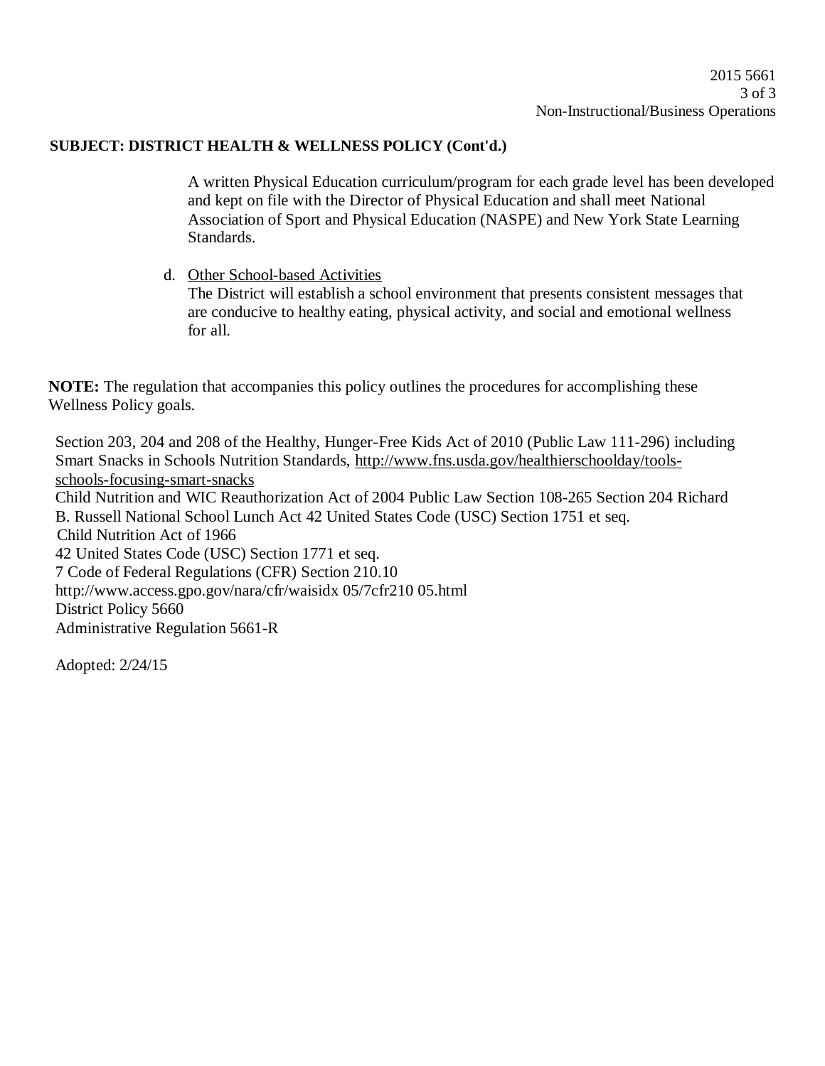**SUBJECT: DISTRICT HEALTH & WELLNESS POLICY (Cont'd.)**

A written Physical Education curriculum/program for each grade level has been developed and kept on file with the Director of Physical Education and shall meet National Association of Sport and Physical Education (NASPE) and New York State Learning Standards.

d. Other School-based Activities
The District will establish a school environment that presents consistent messages that are conducive to healthy eating, physical activity, and social and emotional wellness for all.

**NOTE:** The regulation that accompanies this policy outlines the procedures for accomplishing these Wellness Policy goals.

Section 203, 204 and 208 of the Healthy, Hunger-Free Kids Act of 2010 (Public Law 111-296) including Smart Snacks in Schools Nutrition Standards, http://www.fns.usda.gov/healthierschoolday/tools-schools-focusing-smart-snacks
Child Nutrition and WIC Reauthorization Act of 2004 Public Law Section 108-265 Section 204 Richard B. Russell National School Lunch Act 42 United States Code (USC) Section 1751 et seq.
Child Nutrition Act of 1966
42 United States Code (USC) Section 1771 et seq.
7 Code of Federal Regulations (CFR) Section 210.10
http://www.access.gpo.gov/nara/cfr/waisidx 05/7cfr210 05.html
District Policy 5660
Administrative Regulation 5661-R

Adopted: 2/24/15